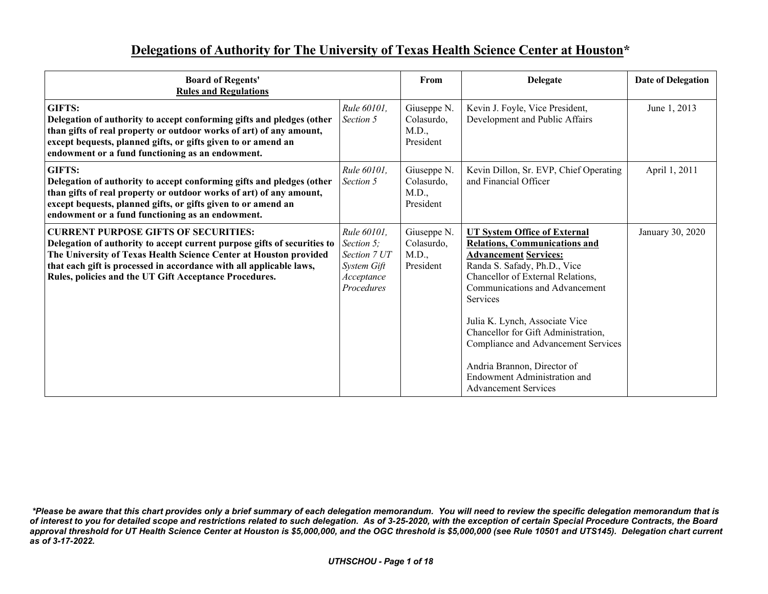# Delegations of Authority for The University of Texas Health Science Center at Houston*

| Board of Regents' Rules and Regulations | | From | Delegate | Date of Delegation |
|---|---|---|---|---|
| **GIFTS:** **Delegation of authority to accept conforming gifts and pledges (other than gifts of real property or outdoor works of art) of any amount, except bequests, planned gifts, or gifts given to or amend an endowment or a fund functioning as an endowment.** | *Rule 60101, Section 5* | Giuseppe N. Colasurdo, M.D., President | Kevin J. Foyle, Vice President, Development and Public Affairs | June 1, 2013 |
| **GIFTS:** **Delegation of authority to accept conforming gifts and pledges (other than gifts of real property or outdoor works of art) of any amount, except bequests, planned gifts, or gifts given to or amend an endowment or a fund functioning as an endowment.** | *Rule 60101, Section 5* | Giuseppe N. Colasurdo, M.D., President | Kevin Dillon, Sr. EVP, Chief Operating and Financial Officer | April 1, 2011 |
| **CURRENT PURPOSE GIFTS OF SECURITIES:** **Delegation of authority to accept current purpose gifts of securities to The University of Texas Health Science Center at Houston provided that each gift is processed in accordance with all applicable laws, Rules, policies and the UT Gift Acceptance Procedures.** | *Rule 60101, Section 5; Section 7 UT System Gift Acceptance Procedures* | Giuseppe N. Colasurdo, M.D., President | **UT System Office of External Relations, Communications and Advancement Services:** Randa S. Safady, Ph.D., Vice Chancellor of External Relations, Communications and Advancement Services<br><br>Julia K. Lynch, Associate Vice Chancellor for Gift Administration, Compliance and Advancement Services<br><br>Andria Brannon, Director of Endowment Administration and Advancement Services | January 30, 2020 |

***Please be aware that this chart provides only a brief summary of each delegation memorandum. You will need to review the specific delegation memorandum that is of interest to you for detailed scope and restrictions related to such delegation. As of 3-25-2020, with the exception of certain Special Procedure Contracts, the Board approval threshold for UT Health Science Center at Houston is $5,000,000, and the OGC threshold is $5,000,000 (see Rule 10501 and UTS145). Delegation chart current as of 3-17-2022.***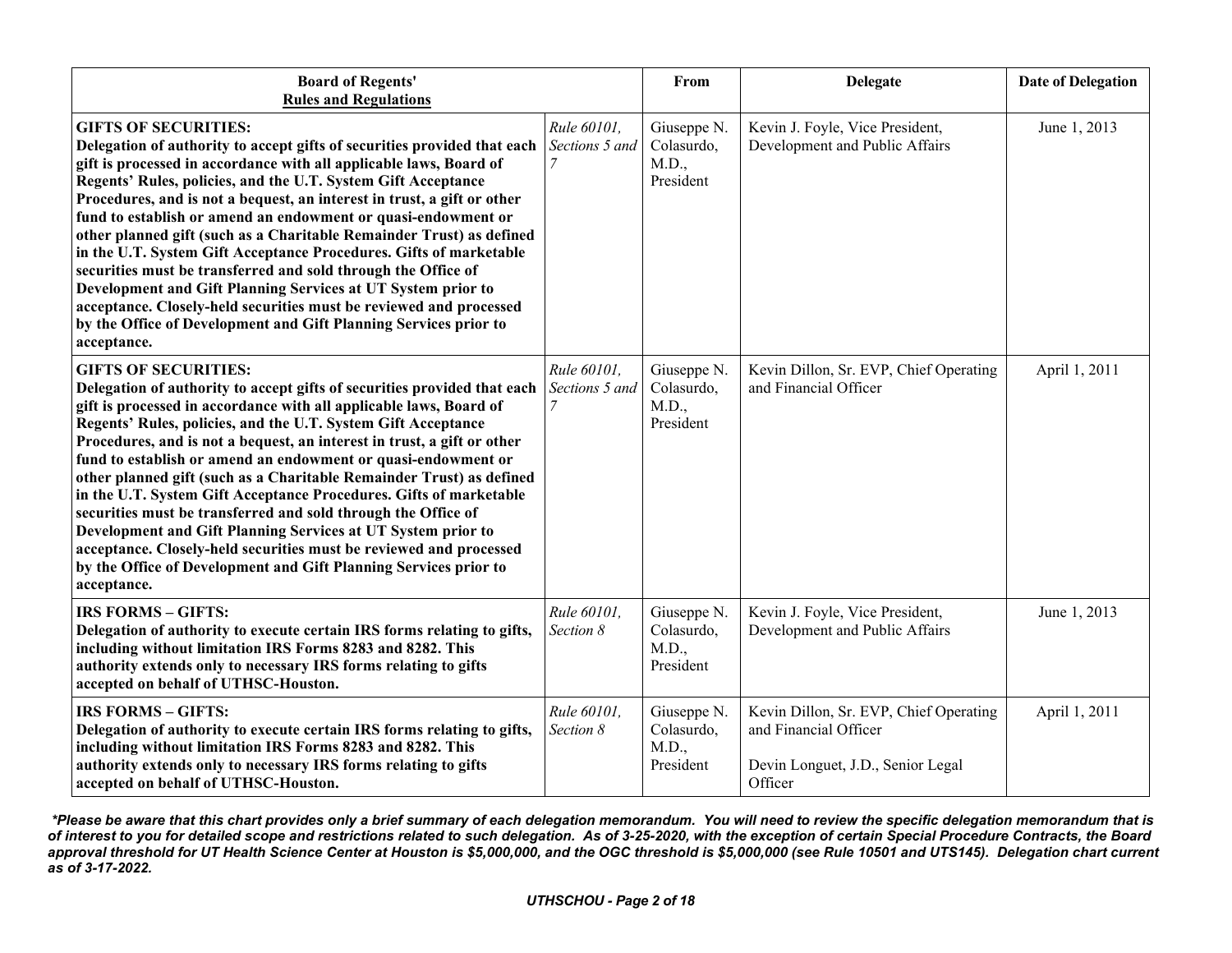| **Board of Regents' Rules and Regulations** | | **From** | **Delegate** | **Date of Delegation** |
|---|---|---|---|---|
| **GIFTS OF SECURITIES: Delegation of authority to accept gifts of securities provided that each gift is processed in accordance with all applicable laws, Board of Regents' Rules, policies, and the U.T. System Gift Acceptance Procedures, and is not a bequest, an interest in trust, a gift or other fund to establish or amend an endowment or quasi-endowment or other planned gift (such as a Charitable Remainder Trust) as defined in the U.T. System Gift Acceptance Procedures. Gifts of marketable securities must be transferred and sold through the Office of Development and Gift Planning Services at UT System prior to acceptance. Closely-held securities must be reviewed and processed by the Office of Development and Gift Planning Services prior to acceptance.** | *Rule 60101, Sections 5 and 7* | Giuseppe N. Colasurdo, M.D., President | Kevin J. Foyle, Vice President, Development and Public Affairs | June 1, 2013 |
| **GIFTS OF SECURITIES: Delegation of authority to accept gifts of securities provided that each gift is processed in accordance with all applicable laws, Board of Regents' Rules, policies, and the U.T. System Gift Acceptance Procedures, and is not a bequest, an interest in trust, a gift or other fund to establish or amend an endowment or quasi-endowment or other planned gift (such as a Charitable Remainder Trust) as defined in the U.T. System Gift Acceptance Procedures. Gifts of marketable securities must be transferred and sold through the Office of Development and Gift Planning Services at UT System prior to acceptance. Closely-held securities must be reviewed and processed by the Office of Development and Gift Planning Services prior to acceptance.** | *Rule 60101, Sections 5 and 7* | Giuseppe N. Colasurdo, M.D., President | Kevin Dillon, Sr. EVP, Chief Operating and Financial Officer | April 1, 2011 |
| **IRS FORMS – GIFTS: Delegation of authority to execute certain IRS forms relating to gifts, including without limitation IRS Forms 8283 and 8282. This authority extends only to necessary IRS forms relating to gifts accepted on behalf of UTHSC-Houston.** | *Rule 60101, Section 8* | Giuseppe N. Colasurdo, M.D., President | Kevin J. Foyle, Vice President, Development and Public Affairs | June 1, 2013 |
| **IRS FORMS – GIFTS: Delegation of authority to execute certain IRS forms relating to gifts, including without limitation IRS Forms 8283 and 8282. This authority extends only to necessary IRS forms relating to gifts accepted on behalf of UTHSC-Houston.** | *Rule 60101, Section 8* | Giuseppe N. Colasurdo, M.D., President | Kevin Dillon, Sr. EVP, Chief Operating and Financial Officer<br><br>Devin Longuet, J.D., Senior Legal Officer | April 1, 2011 |

***Please be aware that this chart provides only a brief summary of each delegation memorandum. You will need to review the specific delegation memorandum that is of interest to you for detailed scope and restrictions related to such delegation. As of 3-25-2020, with the exception of certain Special Procedure Contracts, the Board approval threshold for UT Health Science Center at Houston is $5,000,000, and the OGC threshold is $5,000,000 (see Rule 10501 and UTS145). Delegation chart current as of 3-17-2022.***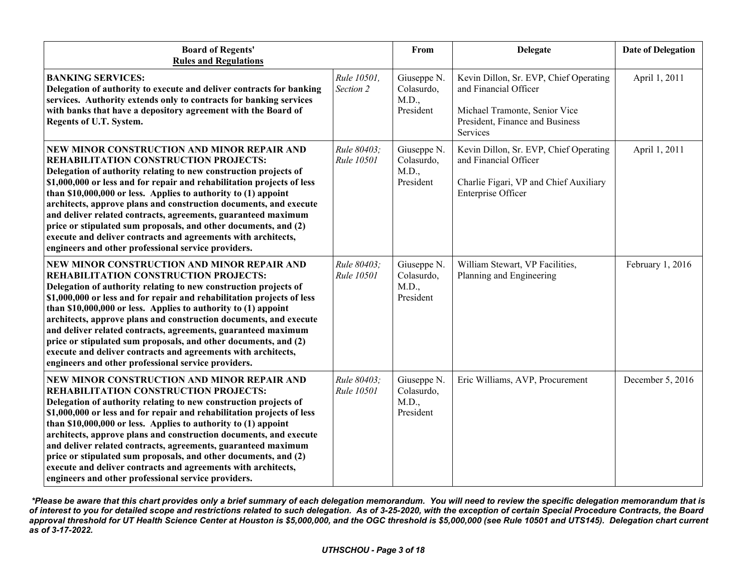| Board of Regents' Rules and Regulations | | From | Delegate | Date of Delegation |
|---|---|---|---|---|
| **BANKING SERVICES:** **Delegation of authority to execute and deliver contracts for banking services. Authority extends only to contracts for banking services with banks that have a depository agreement with the Board of Regents of U.T. System.** | *Rule 10501, Section 2* | Giuseppe N. Colasurdo, M.D., President | Kevin Dillon, Sr. EVP, Chief Operating and Financial Officer<br><br>Michael Tramonte, Senior Vice President, Finance and Business Services | April 1, 2011 |
| **NEW MINOR CONSTRUCTION AND MINOR REPAIR AND REHABILITATION CONSTRUCTION PROJECTS:** **Delegation of authority relating to new construction projects of $1,000,000 or less and for repair and rehabilitation projects of less than $10,000,000 or less. Applies to authority to (1) appoint architects, approve plans and construction documents, and execute and deliver related contracts, agreements, guaranteed maximum price or stipulated sum proposals, and other documents, and (2) execute and deliver contracts and agreements with architects, engineers and other professional service providers.** | *Rule 80403; Rule 10501* | Giuseppe N. Colasurdo, M.D., President | Kevin Dillon, Sr. EVP, Chief Operating and Financial Officer<br><br>Charlie Figari, VP and Chief Auxiliary Enterprise Officer | April 1, 2011 |
| **NEW MINOR CONSTRUCTION AND MINOR REPAIR AND REHABILITATION CONSTRUCTION PROJECTS:** **Delegation of authority relating to new construction projects of $1,000,000 or less and for repair and rehabilitation projects of less than $10,000,000 or less. Applies to authority to (1) appoint architects, approve plans and construction documents, and execute and deliver related contracts, agreements, guaranteed maximum price or stipulated sum proposals, and other documents, and (2) execute and deliver contracts and agreements with architects, engineers and other professional service providers.** | *Rule 80403; Rule 10501* | Giuseppe N. Colasurdo, M.D., President | William Stewart, VP Facilities, Planning and Engineering | February 1, 2016 |
| **NEW MINOR CONSTRUCTION AND MINOR REPAIR AND REHABILITATION CONSTRUCTION PROJECTS:** **Delegation of authority relating to new construction projects of $1,000,000 or less and for repair and rehabilitation projects of less than $10,000,000 or less. Applies to authority to (1) appoint architects, approve plans and construction documents, and execute and deliver related contracts, agreements, guaranteed maximum price or stipulated sum proposals, and other documents, and (2) execute and deliver contracts and agreements with architects, engineers and other professional service providers.** | *Rule 80403; Rule 10501* | Giuseppe N. Colasurdo, M.D., President | Eric Williams, AVP, Procurement | December 5, 2016 |

***Please be aware that this chart provides only a brief summary of each delegation memorandum. You will need to review the specific delegation memorandum that is of interest to you for detailed scope and restrictions related to such delegation. As of 3-25-2020, with the exception of certain Special Procedure Contracts, the Board approval threshold for UT Health Science Center at Houston is $5,000,000, and the OGC threshold is $5,000,000 (see Rule 10501 and UTS145). Delegation chart current as of 3-17-2022.***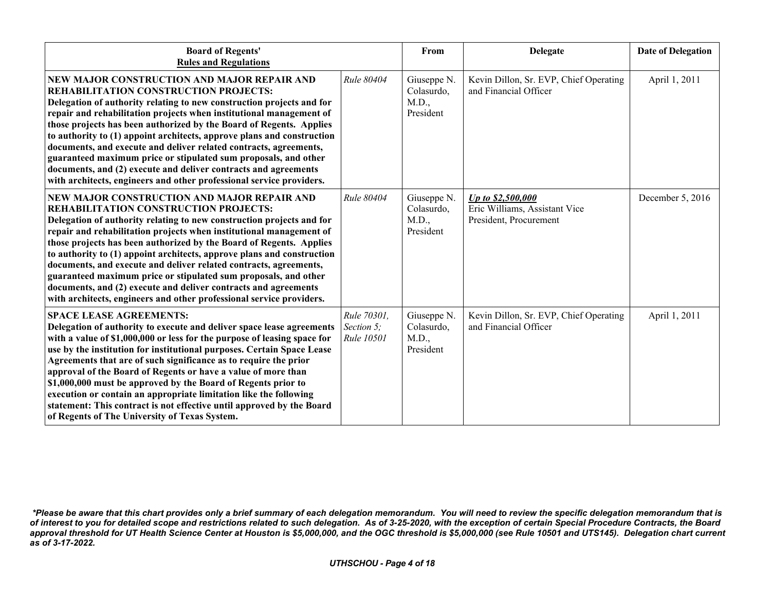| Board of Regents' Rules and Regulations | | From | Delegate | Date of Delegation |
|---|---|---|---|---|
| **NEW MAJOR CONSTRUCTION AND MAJOR REPAIR AND REHABILITATION CONSTRUCTION PROJECTS: Delegation of authority relating to new construction projects and for repair and rehabilitation projects when institutional management of those projects has been authorized by the Board of Regents. Applies to authority to (1) appoint architects, approve plans and construction documents, and execute and deliver related contracts, agreements, guaranteed maximum price or stipulated sum proposals, and other documents, and (2) execute and deliver contracts and agreements with architects, engineers and other professional service providers.** | *Rule 80404* | Giuseppe N. Colasurdo, M.D., President | Kevin Dillon, Sr. EVP, Chief Operating and Financial Officer | April 1, 2011 |
| **NEW MAJOR CONSTRUCTION AND MAJOR REPAIR AND REHABILITATION CONSTRUCTION PROJECTS: Delegation of authority relating to new construction projects and for repair and rehabilitation projects when institutional management of those projects has been authorized by the Board of Regents. Applies to authority to (1) appoint architects, approve plans and construction documents, and execute and deliver related contracts, agreements, guaranteed maximum price or stipulated sum proposals, and other documents, and (2) execute and deliver contracts and agreements with architects, engineers and other professional service providers.** | *Rule 80404* | Giuseppe N. Colasurdo, M.D., President | ***Up to $2,500,000*** Eric Williams, Assistant Vice President, Procurement | December 5, 2016 |
| **SPACE LEASE AGREEMENTS: Delegation of authority to execute and deliver space lease agreements with a value of $1,000,000 or less for the purpose of leasing space for use by the institution for institutional purposes. Certain Space Lease Agreements that are of such significance as to require the prior approval of the Board of Regents or have a value of more than $1,000,000 must be approved by the Board of Regents prior to execution or contain an appropriate limitation like the following statement: This contract is not effective until approved by the Board of Regents of The University of Texas System.** | *Rule 70301, Section 5; Rule 10501* | Giuseppe N. Colasurdo, M.D., President | Kevin Dillon, Sr. EVP, Chief Operating and Financial Officer | April 1, 2011 |

***Please be aware that this chart provides only a brief summary of each delegation memorandum. You will need to review the specific delegation memorandum that is of interest to you for detailed scope and restrictions related to such delegation. As of 3-25-2020, with the exception of certain Special Procedure Contracts, the Board approval threshold for UT Health Science Center at Houston is $5,000,000, and the OGC threshold is $5,000,000 (see Rule 10501 and UTS145). Delegation chart current as of 3-17-2022.***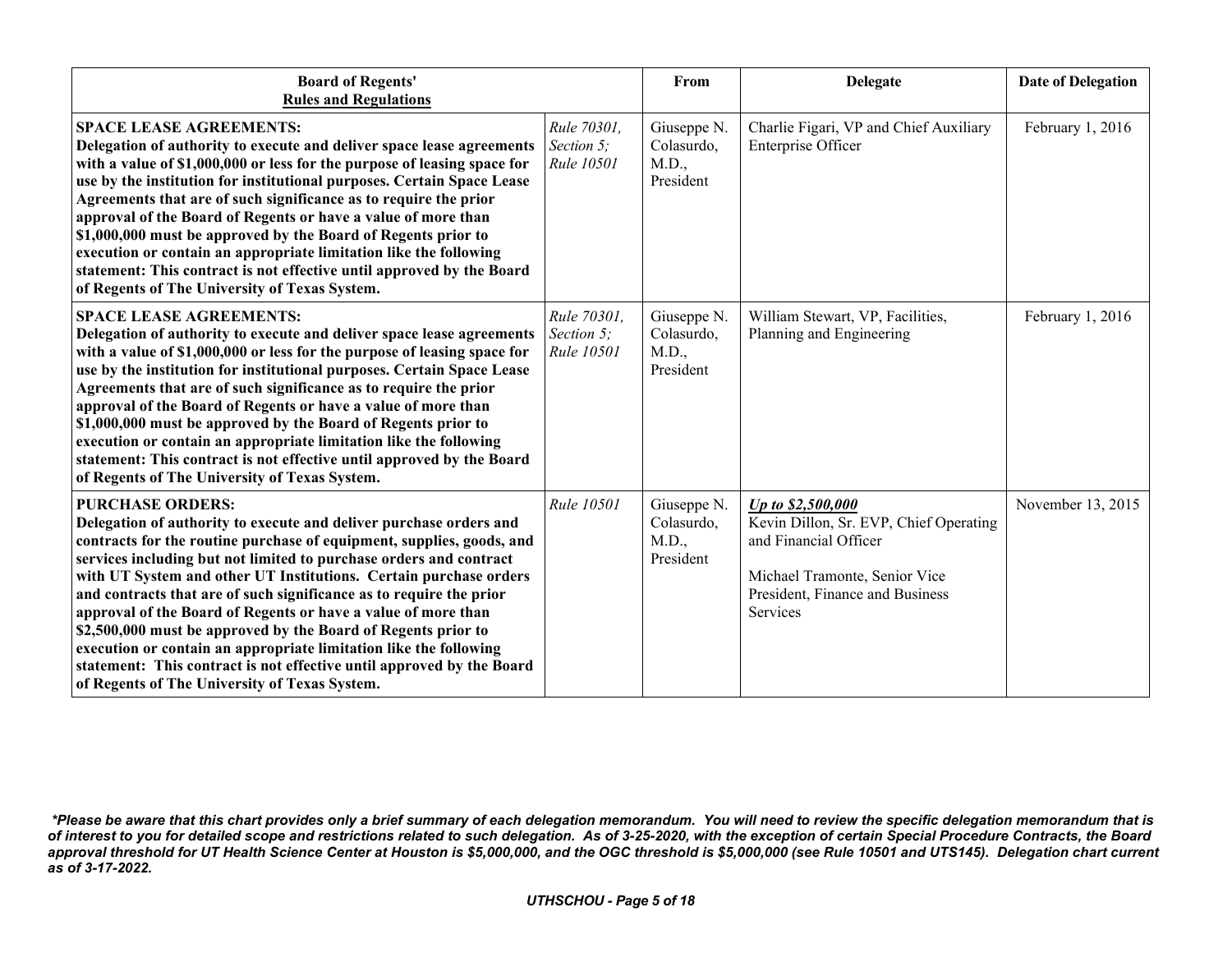| Board of Regents' Rules and Regulations | | From | Delegate | Date of Delegation |
|---|---|---|---|---|
| **SPACE LEASE AGREEMENTS: Delegation of authority to execute and deliver space lease agreements with a value of $1,000,000 or less for the purpose of leasing space for use by the institution for institutional purposes. Certain Space Lease Agreements that are of such significance as to require the prior approval of the Board of Regents or have a value of more than $1,000,000 must be approved by the Board of Regents prior to execution or contain an appropriate limitation like the following statement: This contract is not effective until approved by the Board of Regents of The University of Texas System.** | *Rule 70301, Section 5; Rule 10501* | Giuseppe N. Colasurdo, M.D., President | Charlie Figari, VP and Chief Auxiliary Enterprise Officer | February 1, 2016 |
| **SPACE LEASE AGREEMENTS: Delegation of authority to execute and deliver space lease agreements with a value of $1,000,000 or less for the purpose of leasing space for use by the institution for institutional purposes. Certain Space Lease Agreements that are of such significance as to require the prior approval of the Board of Regents or have a value of more than $1,000,000 must be approved by the Board of Regents prior to execution or contain an appropriate limitation like the following statement: This contract is not effective until approved by the Board of Regents of The University of Texas System.** | *Rule 70301, Section 5; Rule 10501* | Giuseppe N. Colasurdo, M.D., President | William Stewart, VP, Facilities, Planning and Engineering | February 1, 2016 |
| **PURCHASE ORDERS: Delegation of authority to execute and deliver purchase orders and contracts for the routine purchase of equipment, supplies, goods, and services including but not limited to purchase orders and contract with UT System and other UT Institutions. Certain purchase orders and contracts that are of such significance as to require the prior approval of the Board of Regents or have a value of more than $2,500,000 must be approved by the Board of Regents prior to execution or contain an appropriate limitation like the following statement: This contract is not effective until approved by the Board of Regents of The University of Texas System.** | *Rule 10501* | Giuseppe N. Colasurdo, M.D., President | ***Up to $2,500,000*** Kevin Dillon, Sr. EVP, Chief Operating and Financial Officer<br><br>Michael Tramonte, Senior Vice President, Finance and Business Services | November 13, 2015 |

***Please be aware that this chart provides only a brief summary of each delegation memorandum. You will need to review the specific delegation memorandum that is of interest to you for detailed scope and restrictions related to such delegation. As of 3-25-2020, with the exception of certain Special Procedure Contracts, the Board approval threshold for UT Health Science Center at Houston is $5,000,000, and the OGC threshold is $5,000,000 (see Rule 10501 and UTS145). Delegation chart current as of 3-17-2022.***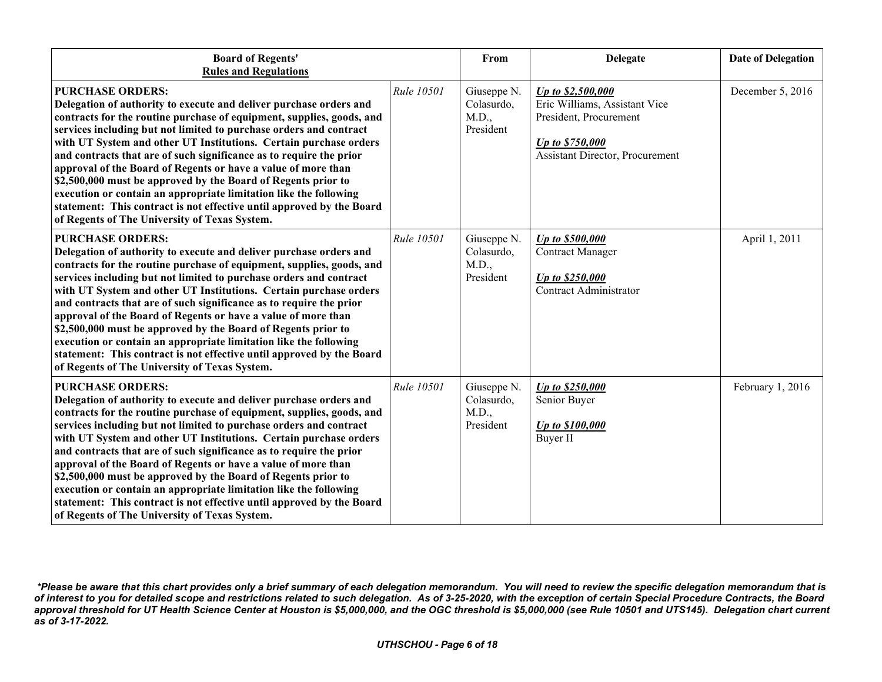| Board of Regents' Rules and Regulations | | From | Delegate | Date of Delegation |
|---|---|---|---|---|
| **PURCHASE ORDERS: Delegation of authority to execute and deliver purchase orders and contracts for the routine purchase of equipment, supplies, goods, and services including but not limited to purchase orders and contract with UT System and other UT Institutions. Certain purchase orders and contracts that are of such significance as to require the prior approval of the Board of Regents or have a value of more than $2,500,000 must be approved by the Board of Regents prior to execution or contain an appropriate limitation like the following statement: This contract is not effective until approved by the Board of Regents of The University of Texas System.** | *Rule 10501* | Giuseppe N. Colasurdo, M.D., President | ***Up to $2,500,000*** Eric Williams, Assistant Vice President, Procurement<br><br>***Up to $750,000*** Assistant Director, Procurement | December 5, 2016 |
| **PURCHASE ORDERS: Delegation of authority to execute and deliver purchase orders and contracts for the routine purchase of equipment, supplies, goods, and services including but not limited to purchase orders and contract with UT System and other UT Institutions. Certain purchase orders and contracts that are of such significance as to require the prior approval of the Board of Regents or have a value of more than $2,500,000 must be approved by the Board of Regents prior to execution or contain an appropriate limitation like the following statement: This contract is not effective until approved by the Board of Regents of The University of Texas System.** | *Rule 10501* | Giuseppe N. Colasurdo, M.D., President | ***Up to $500,000*** Contract Manager<br><br>***Up to $250,000*** Contract Administrator | April 1, 2011 |
| **PURCHASE ORDERS: Delegation of authority to execute and deliver purchase orders and contracts for the routine purchase of equipment, supplies, goods, and services including but not limited to purchase orders and contract with UT System and other UT Institutions. Certain purchase orders and contracts that are of such significance as to require the prior approval of the Board of Regents or have a value of more than $2,500,000 must be approved by the Board of Regents prior to execution or contain an appropriate limitation like the following statement: This contract is not effective until approved by the Board of Regents of The University of Texas System.** | *Rule 10501* | Giuseppe N. Colasurdo, M.D., President | ***Up to $250,000*** Senior Buyer<br><br>***Up to $100,000*** Buyer II | February 1, 2016 |

***Please be aware that this chart provides only a brief summary of each delegation memorandum. You will need to review the specific delegation memorandum that is of interest to you for detailed scope and restrictions related to such delegation. As of 3-25-2020, with the exception of certain Special Procedure Contracts, the Board approval threshold for UT Health Science Center at Houston is $5,000,000, and the OGC threshold is $5,000,000 (see Rule 10501 and UTS145). Delegation chart current as of 3-17-2022.***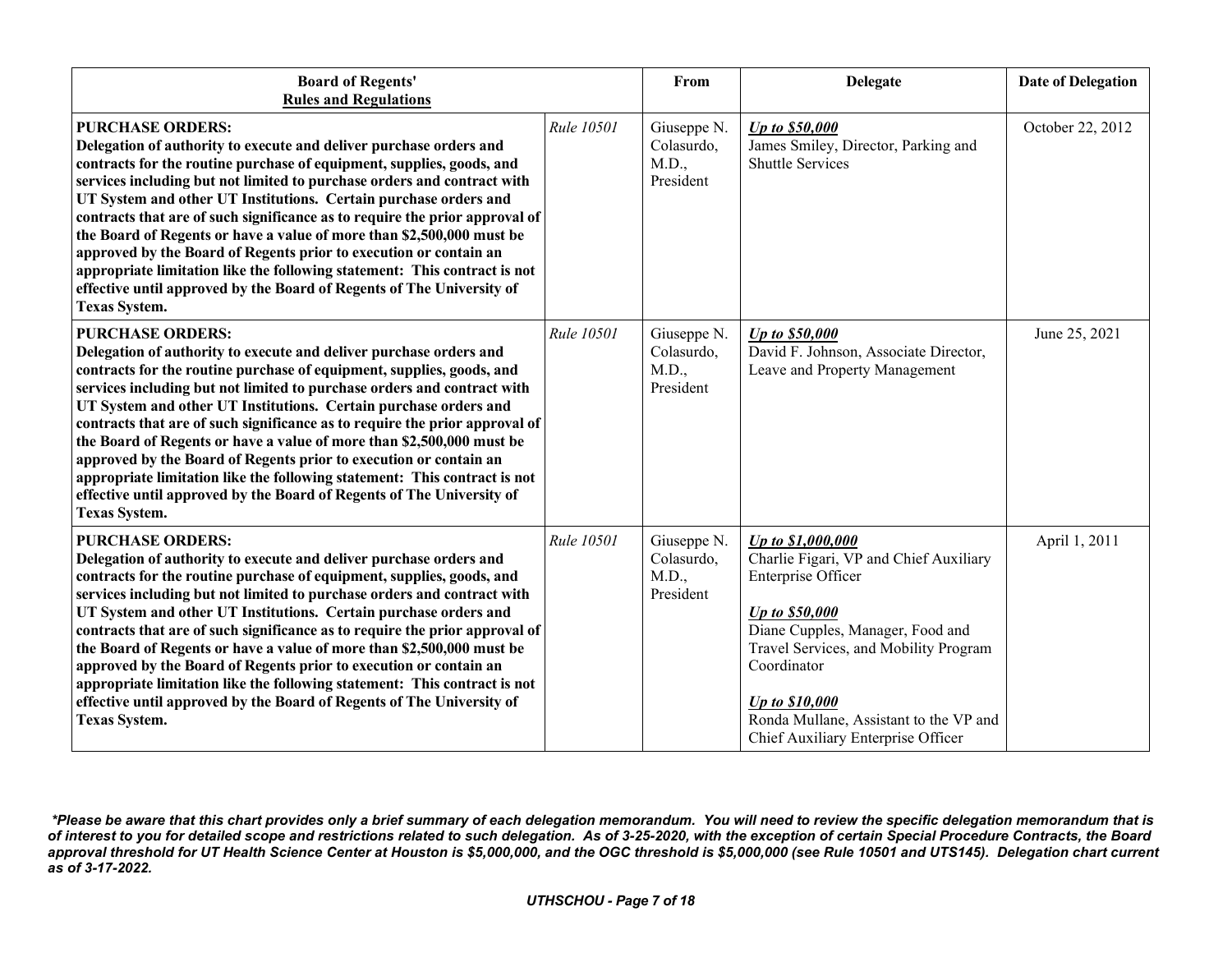| Board of Regents' Rules and Regulations | | From | Delegate | Date of Delegation |
|---|---|---|---|---|
| **PURCHASE ORDERS: Delegation of authority to execute and deliver purchase orders and contracts for the routine purchase of equipment, supplies, goods, and services including but not limited to purchase orders and contract with UT System and other UT Institutions. Certain purchase orders and contracts that are of such significance as to require the prior approval of the Board of Regents or have a value of more than $2,500,000 must be approved by the Board of Regents prior to execution or contain an appropriate limitation like the following statement: This contract is not effective until approved by the Board of Regents of The University of Texas System.** | *Rule 10501* | Giuseppe N. Colasurdo, M.D., President | ***Up to $50,000*** James Smiley, Director, Parking and Shuttle Services | October 22, 2012 |
| **PURCHASE ORDERS: Delegation of authority to execute and deliver purchase orders and contracts for the routine purchase of equipment, supplies, goods, and services including but not limited to purchase orders and contract with UT System and other UT Institutions. Certain purchase orders and contracts that are of such significance as to require the prior approval of the Board of Regents or have a value of more than $2,500,000 must be approved by the Board of Regents prior to execution or contain an appropriate limitation like the following statement: This contract is not effective until approved by the Board of Regents of The University of Texas System.** | *Rule 10501* | Giuseppe N. Colasurdo, M.D., President | ***Up to $50,000*** David F. Johnson, Associate Director, Leave and Property Management | June 25, 2021 |
| **PURCHASE ORDERS: Delegation of authority to execute and deliver purchase orders and contracts for the routine purchase of equipment, supplies, goods, and services including but not limited to purchase orders and contract with UT System and other UT Institutions. Certain purchase orders and contracts that are of such significance as to require the prior approval of the Board of Regents or have a value of more than $2,500,000 must be approved by the Board of Regents prior to execution or contain an appropriate limitation like the following statement: This contract is not effective until approved by the Board of Regents of The University of Texas System.** | *Rule 10501* | Giuseppe N. Colasurdo, M.D., President | ***Up to $1,000,000*** Charlie Figari, VP and Chief Auxiliary Enterprise Officer<br><br>***Up to $50,000*** Diane Cupples, Manager, Food and Travel Services, and Mobility Program Coordinator<br><br>***Up to $10,000*** Ronda Mullane, Assistant to the VP and Chief Auxiliary Enterprise Officer | April 1, 2011 |

***Please be aware that this chart provides only a brief summary of each delegation memorandum. You will need to review the specific delegation memorandum that is of interest to you for detailed scope and restrictions related to such delegation. As of 3-25-2020, with the exception of certain Special Procedure Contracts, the Board approval threshold for UT Health Science Center at Houston is $5,000,000, and the OGC threshold is $5,000,000 (see Rule 10501 and UTS145). Delegation chart current as of 3-17-2022.***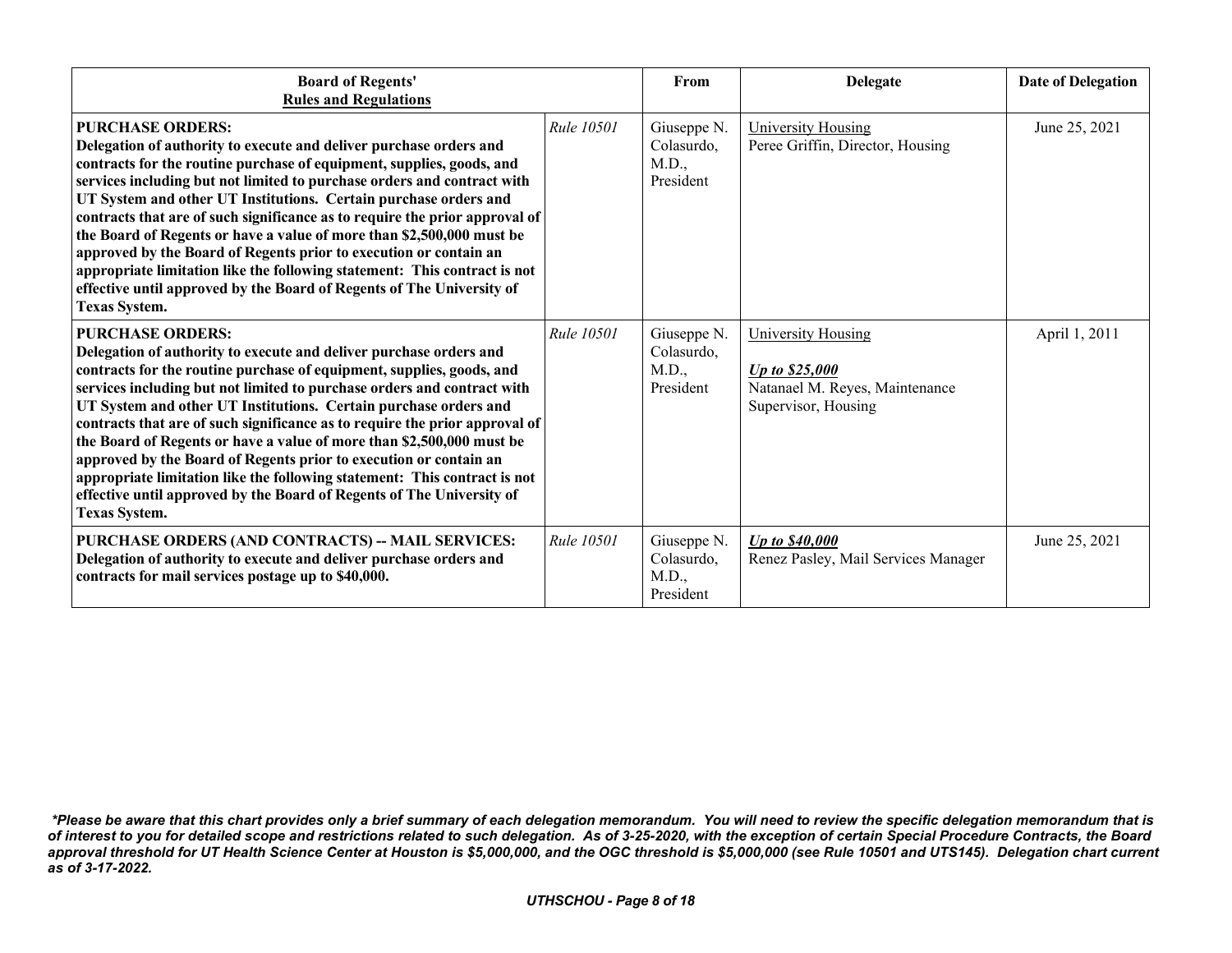| Board of Regents' Rules and Regulations | | From | Delegate | Date of Delegation |
|---|---|---|---|---|
| **PURCHASE ORDERS: Delegation of authority to execute and deliver purchase orders and contracts for the routine purchase of equipment, supplies, goods, and services including but not limited to purchase orders and contract with UT System and other UT Institutions. Certain purchase orders and contracts that are of such significance as to require the prior approval of the Board of Regents or have a value of more than $2,500,000 must be approved by the Board of Regents prior to execution or contain an appropriate limitation like the following statement: This contract is not effective until approved by the Board of Regents of The University of Texas System.** | *Rule 10501* | Giuseppe N. Colasurdo, M.D., President | University Housing<br>Peree Griffin, Director, Housing | June 25, 2021 |
| **PURCHASE ORDERS: Delegation of authority to execute and deliver purchase orders and contracts for the routine purchase of equipment, supplies, goods, and services including but not limited to purchase orders and contract with UT System and other UT Institutions. Certain purchase orders and contracts that are of such significance as to require the prior approval of the Board of Regents or have a value of more than $2,500,000 must be approved by the Board of Regents prior to execution or contain an appropriate limitation like the following statement: This contract is not effective until approved by the Board of Regents of The University of Texas System.** | *Rule 10501* | Giuseppe N. Colasurdo, M.D., President | University Housing<br>***Up to $25,000***<br>Natanael M. Reyes, Maintenance Supervisor, Housing | April 1, 2011 |
| **PURCHASE ORDERS (AND CONTRACTS) -- MAIL SERVICES: Delegation of authority to execute and deliver purchase orders and contracts for mail services postage up to $40,000.** | *Rule 10501* | Giuseppe N. Colasurdo, M.D., President | ***Up to $40,000***<br>Renez Pasley, Mail Services Manager | June 25, 2021 |

***Please be aware that this chart provides only a brief summary of each delegation memorandum. You will need to review the specific delegation memorandum that is of interest to you for detailed scope and restrictions related to such delegation. As of 3-25-2020, with the exception of certain Special Procedure Contracts, the Board approval threshold for UT Health Science Center at Houston is $5,000,000, and the OGC threshold is $5,000,000 (see Rule 10501 and UTS145). Delegation chart current as of 3-17-2022.***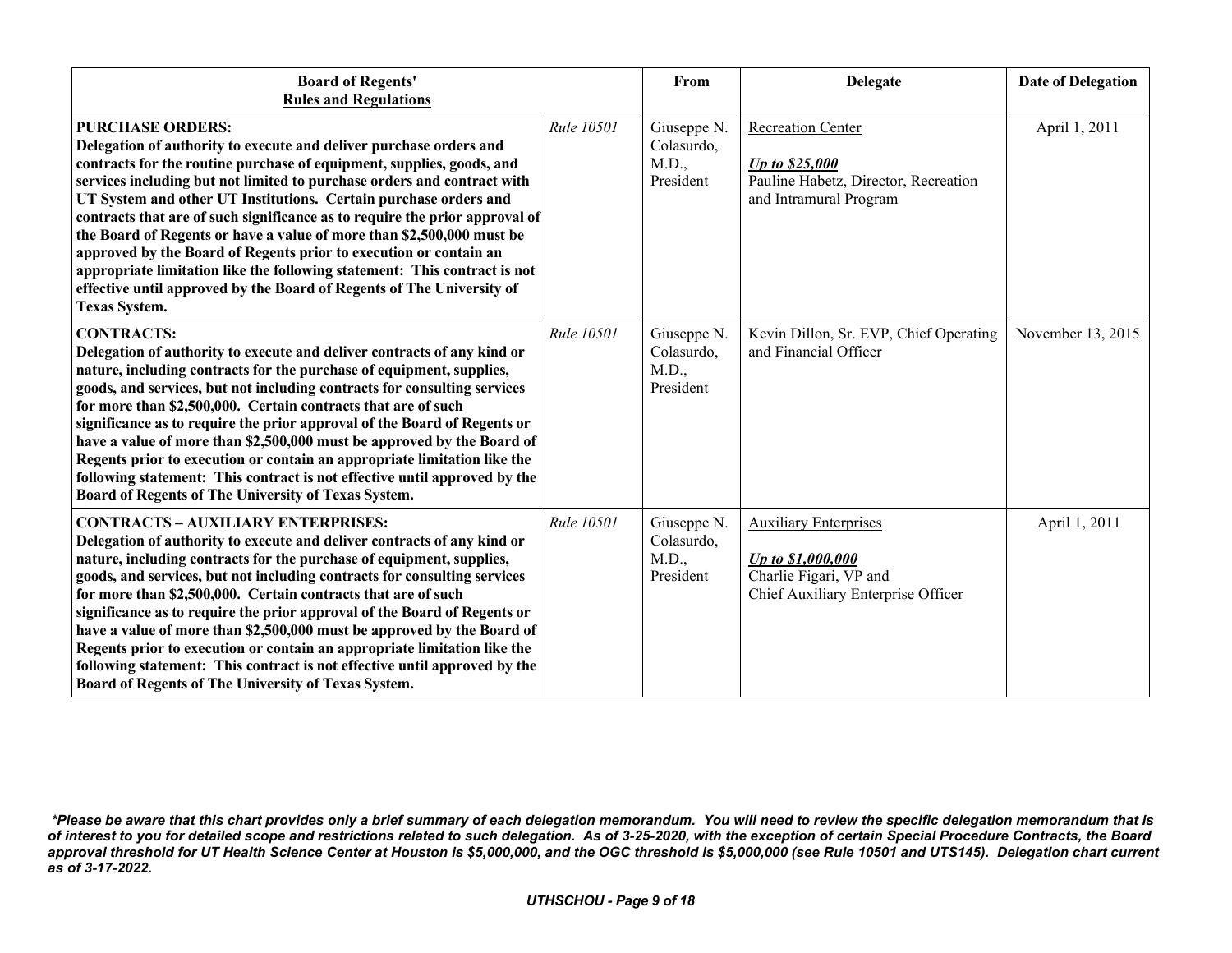| Board of Regents' Rules and Regulations | | From | Delegate | Date of Delegation |
|---|---|---|---|---|
| **PURCHASE ORDERS:** **Delegation of authority to execute and deliver purchase orders and contracts for the routine purchase of equipment, supplies, goods, and services including but not limited to purchase orders and contract with UT System and other UT Institutions. Certain purchase orders and contracts that are of such significance as to require the prior approval of the Board of Regents or have a value of more than $2,500,000 must be approved by the Board of Regents prior to execution or contain an appropriate limitation like the following statement: This contract is not effective until approved by the Board of Regents of The University of Texas System.** | *Rule 10501* | Giuseppe N. Colasurdo, M.D., President | Recreation Center<br>***Up to $25,000***<br>Pauline Habetz, Director, Recreation and Intramural Program | April 1, 2011 |
| **CONTRACTS:** **Delegation of authority to execute and deliver contracts of any kind or nature, including contracts for the purchase of equipment, supplies, goods, and services, but not including contracts for consulting services for more than $2,500,000. Certain contracts that are of such significance as to require the prior approval of the Board of Regents or have a value of more than $2,500,000 must be approved by the Board of Regents prior to execution or contain an appropriate limitation like the following statement: This contract is not effective until approved by the Board of Regents of The University of Texas System.** | *Rule 10501* | Giuseppe N. Colasurdo, M.D., President | Kevin Dillon, Sr. EVP, Chief Operating and Financial Officer | November 13, 2015 |
| **CONTRACTS – AUXILIARY ENTERPRISES:** **Delegation of authority to execute and deliver contracts of any kind or nature, including contracts for the purchase of equipment, supplies, goods, and services, but not including contracts for consulting services for more than $2,500,000. Certain contracts that are of such significance as to require the prior approval of the Board of Regents or have a value of more than $2,500,000 must be approved by the Board of Regents prior to execution or contain an appropriate limitation like the following statement: This contract is not effective until approved by the Board of Regents of The University of Texas System.** | *Rule 10501* | Giuseppe N. Colasurdo, M.D., President | Auxiliary Enterprises<br>***Up to $1,000,000***<br>Charlie Figari, VP and Chief Auxiliary Enterprise Officer | April 1, 2011 |

***Please be aware that this chart provides only a brief summary of each delegation memorandum. You will need to review the specific delegation memorandum that is of interest to you for detailed scope and restrictions related to such delegation. As of 3-25-2020, with the exception of certain Special Procedure Contracts, the Board approval threshold for UT Health Science Center at Houston is $5,000,000, and the OGC threshold is $5,000,000 (see Rule 10501 and UTS145). Delegation chart current as of 3-17-2022.***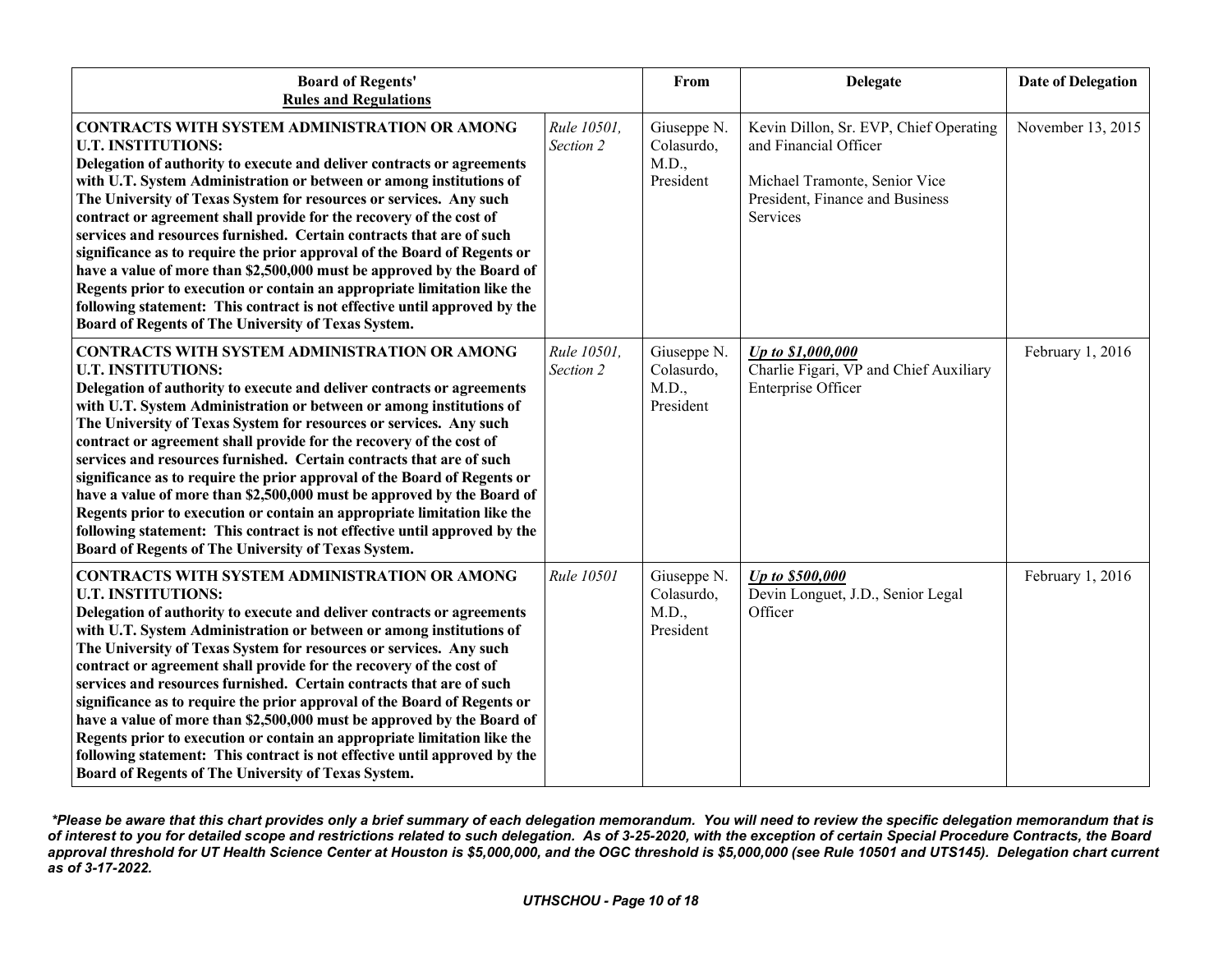| Board of Regents' Rules and Regulations | | From | Delegate | Date of Delegation |
|---|---|---|---|---|
| **CONTRACTS WITH SYSTEM ADMINISTRATION OR AMONG U.T. INSTITUTIONS: Delegation of authority to execute and deliver contracts or agreements with U.T. System Administration or between or among institutions of The University of Texas System for resources or services. Any such contract or agreement shall provide for the recovery of the cost of services and resources furnished. Certain contracts that are of such significance as to require the prior approval of the Board of Regents or have a value of more than $2,500,000 must be approved by the Board of Regents prior to execution or contain an appropriate limitation like the following statement: This contract is not effective until approved by the Board of Regents of The University of Texas System.** | *Rule 10501, Section 2* | Giuseppe N. Colasurdo, M.D., President | Kevin Dillon, Sr. EVP, Chief Operating and Financial Officer<br><br>Michael Tramonte, Senior Vice President, Finance and Business Services | November 13, 2015 |
| **CONTRACTS WITH SYSTEM ADMINISTRATION OR AMONG U.T. INSTITUTIONS: Delegation of authority to execute and deliver contracts or agreements with U.T. System Administration or between or among institutions of The University of Texas System for resources or services. Any such contract or agreement shall provide for the recovery of the cost of services and resources furnished. Certain contracts that are of such significance as to require the prior approval of the Board of Regents or have a value of more than $2,500,000 must be approved by the Board of Regents prior to execution or contain an appropriate limitation like the following statement: This contract is not effective until approved by the Board of Regents of The University of Texas System.** | *Rule 10501, Section 2* | Giuseppe N. Colasurdo, M.D., President | ***Up to $1,000,000***<br>Charlie Figari, VP and Chief Auxiliary Enterprise Officer | February 1, 2016 |
| **CONTRACTS WITH SYSTEM ADMINISTRATION OR AMONG U.T. INSTITUTIONS: Delegation of authority to execute and deliver contracts or agreements with U.T. System Administration or between or among institutions of The University of Texas System for resources or services. Any such contract or agreement shall provide for the recovery of the cost of services and resources furnished. Certain contracts that are of such significance as to require the prior approval of the Board of Regents or have a value of more than $2,500,000 must be approved by the Board of Regents prior to execution or contain an appropriate limitation like the following statement: This contract is not effective until approved by the Board of Regents of The University of Texas System.** | *Rule 10501* | Giuseppe N. Colasurdo, M.D., President | ***Up to $500,000***<br>Devin Longuet, J.D., Senior Legal Officer | February 1, 2016 |

***Please be aware that this chart provides only a brief summary of each delegation memorandum. You will need to review the specific delegation memorandum that is of interest to you for detailed scope and restrictions related to such delegation. As of 3-25-2020, with the exception of certain Special Procedure Contracts, the Board approval threshold for UT Health Science Center at Houston is $5,000,000, and the OGC threshold is $5,000,000 (see Rule 10501 and UTS145). Delegation chart current as of 3-17-2022.***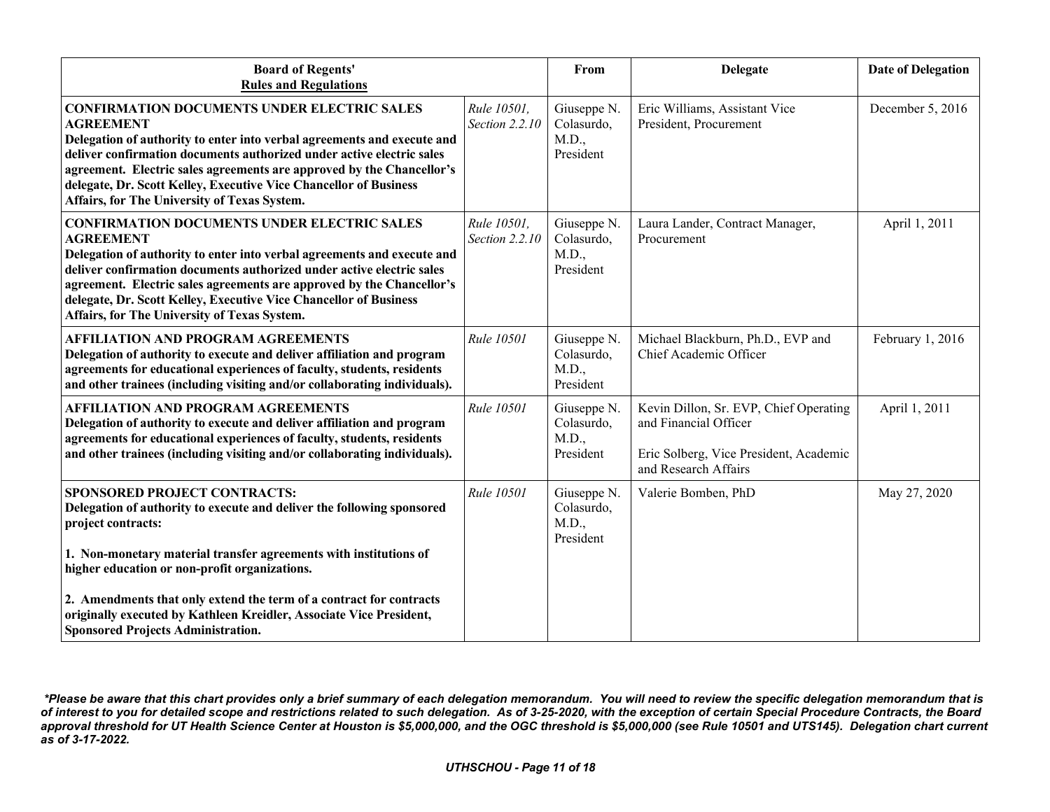| **Board of Regents' Rules and Regulations** | | **From** | **Delegate** | **Date of Delegation** |
|---|---|---|---|---|
| **CONFIRMATION DOCUMENTS UNDER ELECTRIC SALES AGREEMENT** **Delegation of authority to enter into verbal agreements and execute and deliver confirmation documents authorized under active electric sales agreement. Electric sales agreements are approved by the Chancellor's delegate, Dr. Scott Kelley, Executive Vice Chancellor of Business Affairs, for The University of Texas System.** | *Rule 10501, Section 2.2.10* | Giuseppe N. Colasurdo, M.D., President | Eric Williams, Assistant Vice President, Procurement | December 5, 2016 |
| **CONFIRMATION DOCUMENTS UNDER ELECTRIC SALES AGREEMENT** **Delegation of authority to enter into verbal agreements and execute and deliver confirmation documents authorized under active electric sales agreement. Electric sales agreements are approved by the Chancellor's delegate, Dr. Scott Kelley, Executive Vice Chancellor of Business Affairs, for The University of Texas System.** | *Rule 10501, Section 2.2.10* | Giuseppe N. Colasurdo, M.D., President | Laura Lander, Contract Manager, Procurement | April 1, 2011 |
| **AFFILIATION AND PROGRAM AGREEMENTS** **Delegation of authority to execute and deliver affiliation and program agreements for educational experiences of faculty, students, residents and other trainees (including visiting and/or collaborating individuals).** | *Rule 10501* | Giuseppe N. Colasurdo, M.D., President | Michael Blackburn, Ph.D., EVP and Chief Academic Officer | February 1, 2016 |
| **AFFILIATION AND PROGRAM AGREEMENTS** **Delegation of authority to execute and deliver affiliation and program agreements for educational experiences of faculty, students, residents and other trainees (including visiting and/or collaborating individuals).** | *Rule 10501* | Giuseppe N. Colasurdo, M.D., President | Kevin Dillon, Sr. EVP, Chief Operating and Financial Officer<br><br>Eric Solberg, Vice President, Academic and Research Affairs | April 1, 2011 |
| **SPONSORED PROJECT CONTRACTS:** **Delegation of authority to execute and deliver the following sponsored project contracts:**<br><br>**1. Non-monetary material transfer agreements with institutions of higher education or non-profit organizations.**<br><br>**2. Amendments that only extend the term of a contract for contracts originally executed by Kathleen Kreidler, Associate Vice President, Sponsored Projects Administration.** | *Rule 10501* | Giuseppe N. Colasurdo, M.D., President | Valerie Bomben, PhD | May 27, 2020 |

***Please be aware that this chart provides only a brief summary of each delegation memorandum. You will need to review the specific delegation memorandum that is of interest to you for detailed scope and restrictions related to such delegation. As of 3-25-2020, with the exception of certain Special Procedure Contracts, the Board approval threshold for UT Health Science Center at Houston is $5,000,000, and the OGC threshold is $5,000,000 (see Rule 10501 and UTS145). Delegation chart current as of 3-17-2022.***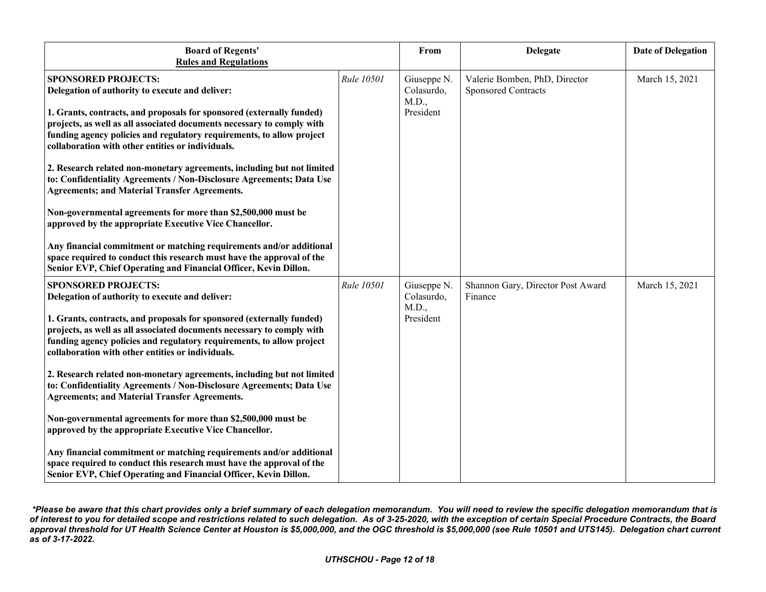| Board of Regents' Rules and Regulations | | From | Delegate | Date of Delegation |
|---|---|---|---|---|
| **SPONSORED PROJECTS:**<br>**Delegation of authority to execute and deliver:**<br><br>**1. Grants, contracts, and proposals for sponsored (externally funded) projects, as well as all associated documents necessary to comply with funding agency policies and regulatory requirements, to allow project collaboration with other entities or individuals.**<br><br>**2. Research related non-monetary agreements, including but not limited to: Confidentiality Agreements / Non-Disclosure Agreements; Data Use Agreements; and Material Transfer Agreements.**<br><br>**Non-governmental agreements for more than $2,500,000 must be approved by the appropriate Executive Vice Chancellor.**<br><br>**Any financial commitment or matching requirements and/or additional space required to conduct this research must have the approval of the Senior EVP, Chief Operating and Financial Officer, Kevin Dillon.** | *Rule 10501* | Giuseppe N. Colasurdo, M.D., President | Valerie Bomben, PhD, Director Sponsored Contracts | March 15, 2021 |
| **SPONSORED PROJECTS:**<br>**Delegation of authority to execute and deliver:**<br><br>**1. Grants, contracts, and proposals for sponsored (externally funded) projects, as well as all associated documents necessary to comply with funding agency policies and regulatory requirements, to allow project collaboration with other entities or individuals.**<br><br>**2. Research related non-monetary agreements, including but not limited to: Confidentiality Agreements / Non-Disclosure Agreements; Data Use Agreements; and Material Transfer Agreements.**<br><br>**Non-governmental agreements for more than $2,500,000 must be approved by the appropriate Executive Vice Chancellor.**<br><br>**Any financial commitment or matching requirements and/or additional space required to conduct this research must have the approval of the Senior EVP, Chief Operating and Financial Officer, Kevin Dillon.** | *Rule 10501* | Giuseppe N. Colasurdo, M.D., President | Shannon Gary, Director Post Award Finance | March 15, 2021 |

***Please be aware that this chart provides only a brief summary of each delegation memorandum. You will need to review the specific delegation memorandum that is of interest to you for detailed scope and restrictions related to such delegation. As of 3-25-2020, with the exception of certain Special Procedure Contracts, the Board approval threshold for UT Health Science Center at Houston is $5,000,000, and the OGC threshold is $5,000,000 (see Rule 10501 and UTS145). Delegation chart current as of 3-17-2022.***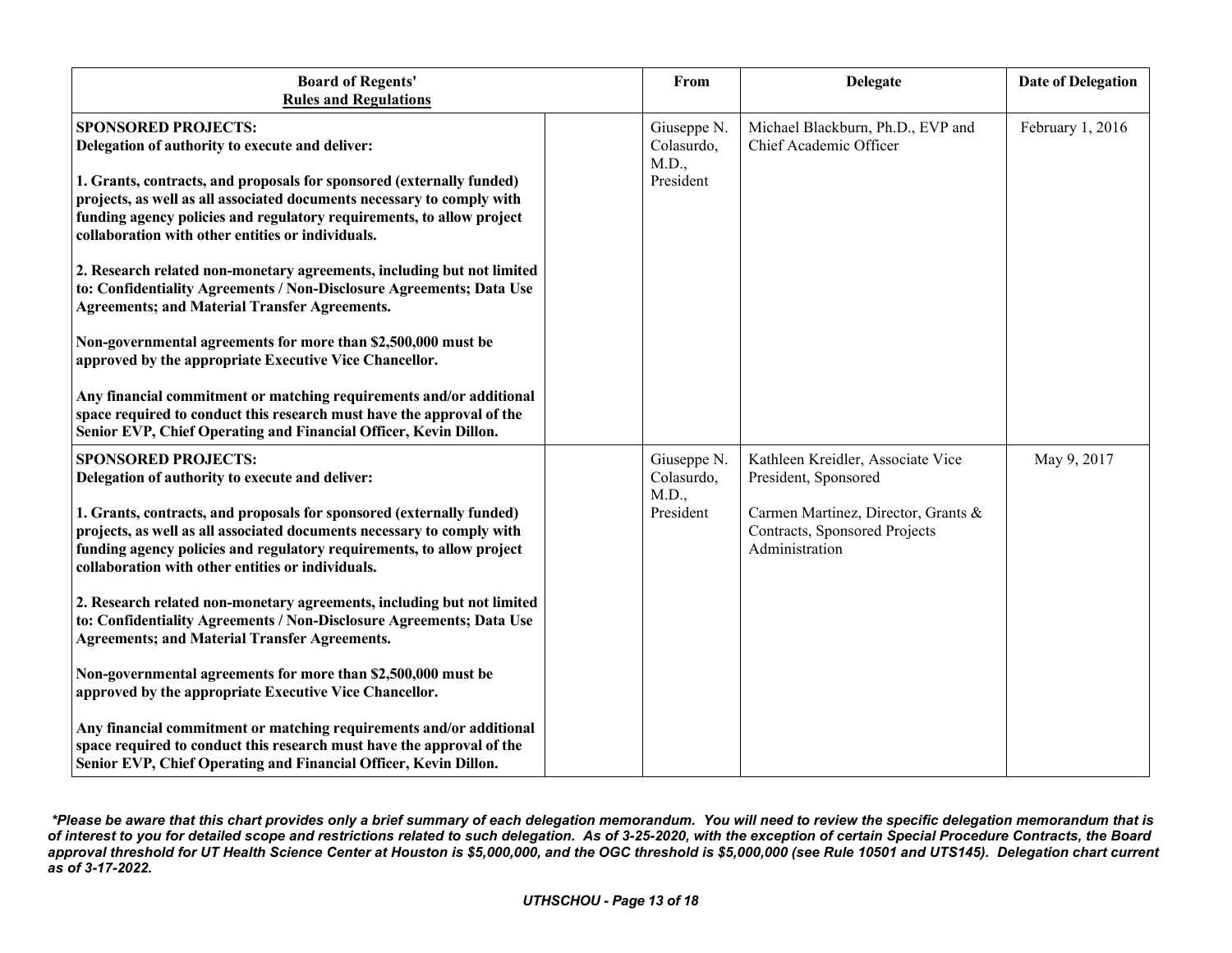| **Board of Regents' Rules and Regulations** | | **From** | **Delegate** | **Date of Delegation** |
|---|---|---|---|---|
| **SPONSORED PROJECTS:**<br>**Delegation of authority to execute and deliver:**<br><br>**1. Grants, contracts, and proposals for sponsored (externally funded) projects, as well as all associated documents necessary to comply with funding agency policies and regulatory requirements, to allow project collaboration with other entities or individuals.**<br><br>**2. Research related non-monetary agreements, including but not limited to: Confidentiality Agreements / Non-Disclosure Agreements; Data Use Agreements; and Material Transfer Agreements.**<br><br>**Non-governmental agreements for more than $2,500,000 must be approved by the appropriate Executive Vice Chancellor.**<br><br>**Any financial commitment or matching requirements and/or additional space required to conduct this research must have the approval of the Senior EVP, Chief Operating and Financial Officer, Kevin Dillon.** | | Giuseppe N. Colasurdo, M.D., President | Michael Blackburn, Ph.D., EVP and Chief Academic Officer | February 1, 2016 |
| **SPONSORED PROJECTS:**<br>**Delegation of authority to execute and deliver:**<br><br>**1. Grants, contracts, and proposals for sponsored (externally funded) projects, as well as all associated documents necessary to comply with funding agency policies and regulatory requirements, to allow project collaboration with other entities or individuals.**<br><br>**2. Research related non-monetary agreements, including but not limited to: Confidentiality Agreements / Non-Disclosure Agreements; Data Use Agreements; and Material Transfer Agreements.**<br><br>**Non-governmental agreements for more than $2,500,000 must be approved by the appropriate Executive Vice Chancellor.**<br><br>**Any financial commitment or matching requirements and/or additional space required to conduct this research must have the approval of the Senior EVP, Chief Operating and Financial Officer, Kevin Dillon.** | | Giuseppe N. Colasurdo, M.D., President | Kathleen Kreidler, Associate Vice President, Sponsored<br><br>Carmen Martinez, Director, Grants & Contracts, Sponsored Projects Administration | May 9, 2017 |

***Please be aware that this chart provides only a brief summary of each delegation memorandum. You will need to review the specific delegation memorandum that is of interest to you for detailed scope and restrictions related to such delegation. As of 3-25-2020, with the exception of certain Special Procedure Contracts, the Board approval threshold for UT Health Science Center at Houston is $5,000,000, and the OGC threshold is $5,000,000 (see Rule 10501 and UTS145). Delegation chart current as of 3-17-2022.***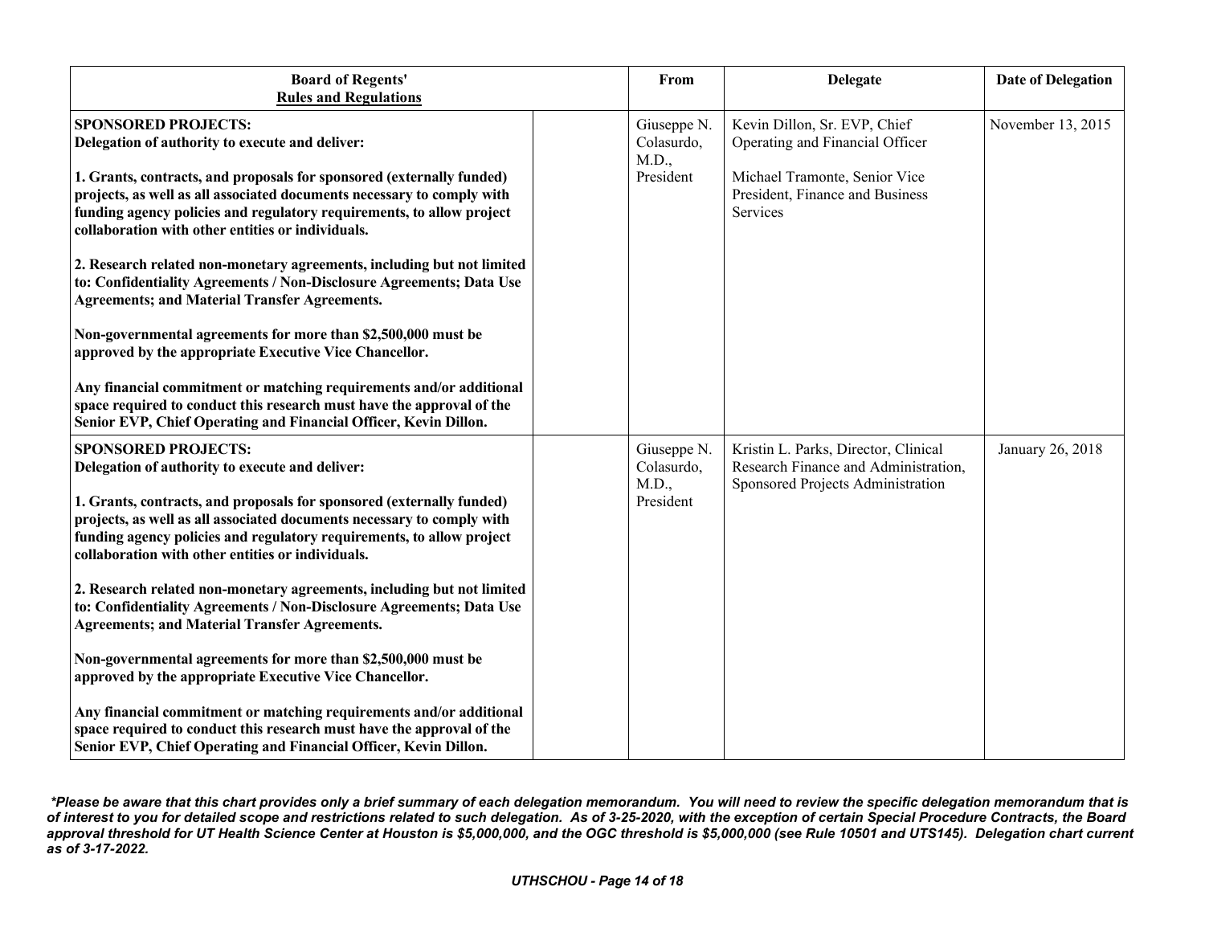| Board of Regents' Rules and Regulations | | From | Delegate | Date of Delegation |
|---|---|---|---|---|
| **SPONSORED PROJECTS:**<br>**Delegation of authority to execute and deliver:**<br><br>**1. Grants, contracts, and proposals for sponsored (externally funded) projects, as well as all associated documents necessary to comply with funding agency policies and regulatory requirements, to allow project collaboration with other entities or individuals.**<br><br>**2. Research related non-monetary agreements, including but not limited to: Confidentiality Agreements / Non-Disclosure Agreements; Data Use Agreements; and Material Transfer Agreements.**<br><br>**Non-governmental agreements for more than $2,500,000 must be approved by the appropriate Executive Vice Chancellor.**<br><br>**Any financial commitment or matching requirements and/or additional space required to conduct this research must have the approval of the Senior EVP, Chief Operating and Financial Officer, Kevin Dillon.** | | Giuseppe N. Colasurdo, M.D., President | Kevin Dillon, Sr. EVP, Chief Operating and Financial Officer<br><br>Michael Tramonte, Senior Vice President, Finance and Business Services | November 13, 2015 |
| **SPONSORED PROJECTS:**<br>**Delegation of authority to execute and deliver:**<br><br>**1. Grants, contracts, and proposals for sponsored (externally funded) projects, as well as all associated documents necessary to comply with funding agency policies and regulatory requirements, to allow project collaboration with other entities or individuals.**<br><br>**2. Research related non-monetary agreements, including but not limited to: Confidentiality Agreements / Non-Disclosure Agreements; Data Use Agreements; and Material Transfer Agreements.**<br><br>**Non-governmental agreements for more than $2,500,000 must be approved by the appropriate Executive Vice Chancellor.**<br><br>**Any financial commitment or matching requirements and/or additional space required to conduct this research must have the approval of the Senior EVP, Chief Operating and Financial Officer, Kevin Dillon.** | | Giuseppe N. Colasurdo, M.D., President | Kristin L. Parks, Director, Clinical Research Finance and Administration, Sponsored Projects Administration | January 26, 2018 |

***Please be aware that this chart provides only a brief summary of each delegation memorandum. You will need to review the specific delegation memorandum that is of interest to you for detailed scope and restrictions related to such delegation. As of 3-25-2020, with the exception of certain Special Procedure Contracts, the Board approval threshold for UT Health Science Center at Houston is $5,000,000, and the OGC threshold is $5,000,000 (see Rule 10501 and UTS145). Delegation chart current as of 3-17-2022.***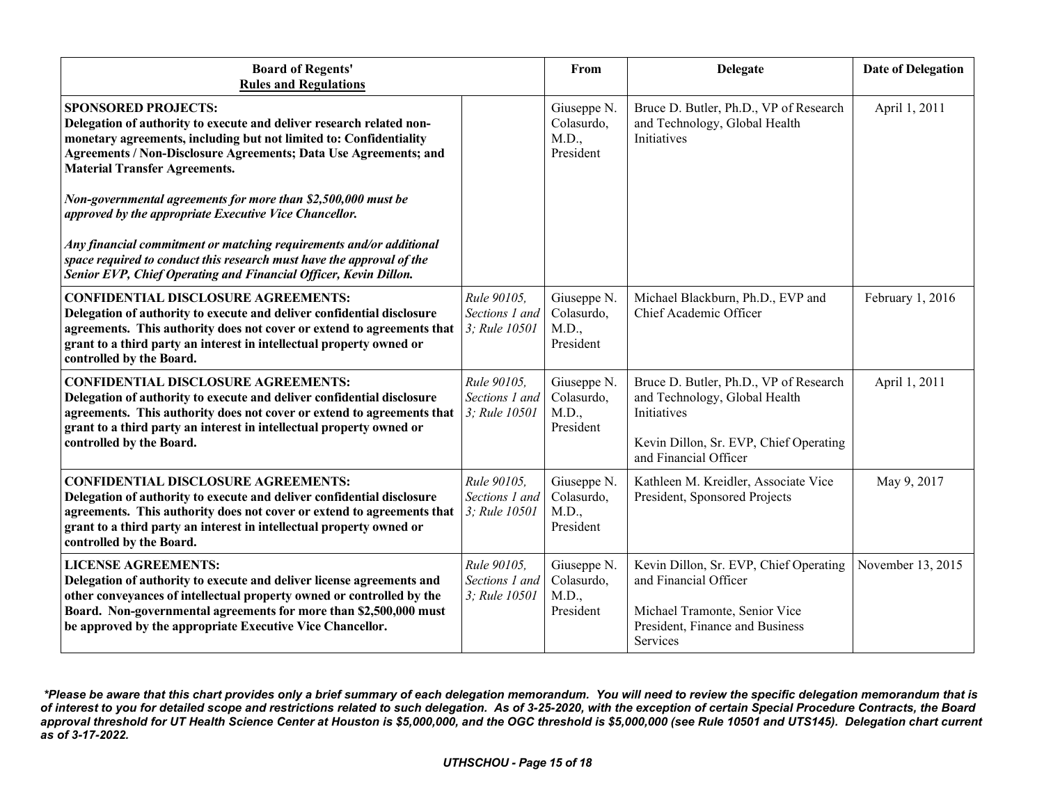| **Board of Regents' Rules and Regulations** | | **From** | **Delegate** | **Date of Delegation** |
|---|---|---|---|---|
| **SPONSORED PROJECTS:** **Delegation of authority to execute and deliver research related non-monetary agreements, including but not limited to: Confidentiality Agreements / Non-Disclosure Agreements; Data Use Agreements; and Material Transfer Agreements.** ***Non-governmental agreements for more than $2,500,000 must be approved by the appropriate Executive Vice Chancellor.*** ***Any financial commitment or matching requirements and/or additional space required to conduct this research must have the approval of the Senior EVP, Chief Operating and Financial Officer, Kevin Dillon.*** | | Giuseppe N. Colasurdo, M.D., President | Bruce D. Butler, Ph.D., VP of Research and Technology, Global Health Initiatives | April 1, 2011 |
| **CONFIDENTIAL DISCLOSURE AGREEMENTS:** **Delegation of authority to execute and deliver confidential disclosure agreements. This authority does not cover or extend to agreements that grant to a third party an interest in intellectual property owned or controlled by the Board.** | *Rule 90105, Sections 1 and 3; Rule 10501* | Giuseppe N. Colasurdo, M.D., President | Michael Blackburn, Ph.D., EVP and Chief Academic Officer | February 1, 2016 |
| **CONFIDENTIAL DISCLOSURE AGREEMENTS:** **Delegation of authority to execute and deliver confidential disclosure agreements. This authority does not cover or extend to agreements that grant to a third party an interest in intellectual property owned or controlled by the Board.** | *Rule 90105, Sections 1 and 3; Rule 10501* | Giuseppe N. Colasurdo, M.D., President | Bruce D. Butler, Ph.D., VP of Research and Technology, Global Health Initiatives<br><br>Kevin Dillon, Sr. EVP, Chief Operating and Financial Officer | April 1, 2011 |
| **CONFIDENTIAL DISCLOSURE AGREEMENTS:** **Delegation of authority to execute and deliver confidential disclosure agreements. This authority does not cover or extend to agreements that grant to a third party an interest in intellectual property owned or controlled by the Board.** | *Rule 90105, Sections 1 and 3; Rule 10501* | Giuseppe N. Colasurdo, M.D., President | Kathleen M. Kreidler, Associate Vice President, Sponsored Projects | May 9, 2017 |
| **LICENSE AGREEMENTS:** **Delegation of authority to execute and deliver license agreements and other conveyances of intellectual property owned or controlled by the Board. Non-governmental agreements for more than $2,500,000 must be approved by the appropriate Executive Vice Chancellor.** | *Rule 90105, Sections 1 and 3; Rule 10501* | Giuseppe N. Colasurdo, M.D., President | Kevin Dillon, Sr. EVP, Chief Operating and Financial Officer<br><br>Michael Tramonte, Senior Vice President, Finance and Business Services | November 13, 2015 |

***Please be aware that this chart provides only a brief summary of each delegation memorandum. You will need to review the specific delegation memorandum that is of interest to you for detailed scope and restrictions related to such delegation. As of 3-25-2020, with the exception of certain Special Procedure Contracts, the Board approval threshold for UT Health Science Center at Houston is $5,000,000, and the OGC threshold is $5,000,000 (see Rule 10501 and UTS145). Delegation chart current as of 3-17-2022.***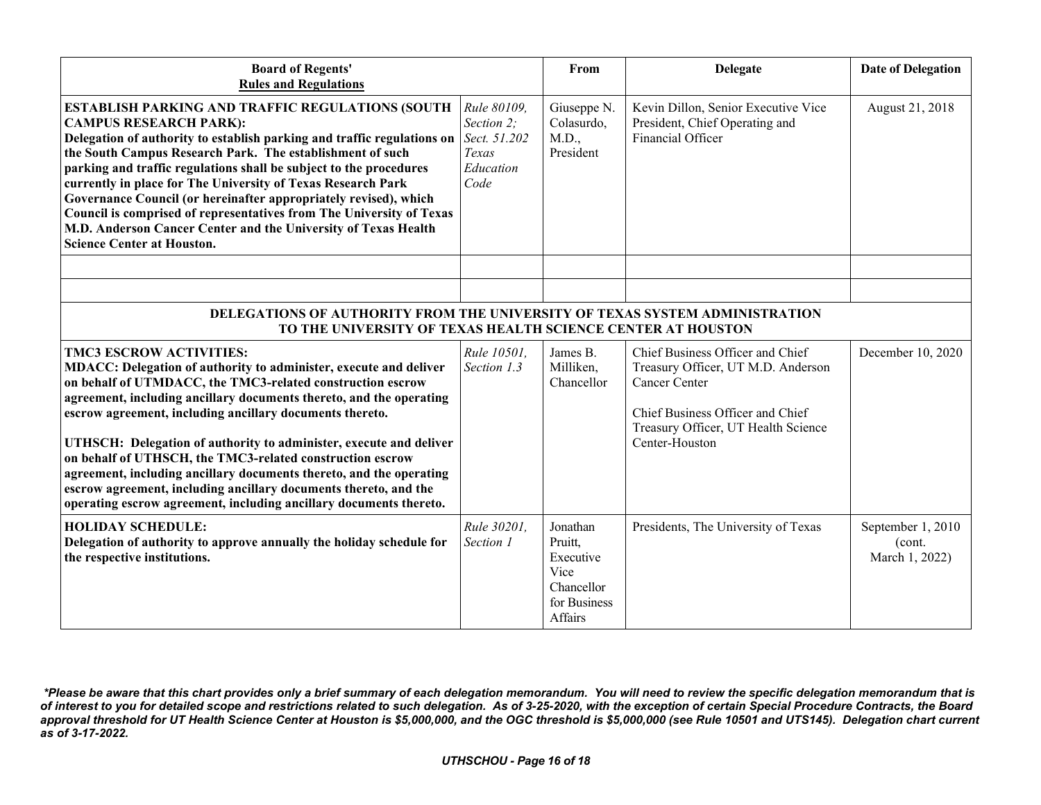| Board of Regents' Rules and Regulations | | From | Delegate | Date of Delegation |
|---|---|---|---|---|
| **ESTABLISH PARKING AND TRAFFIC REGULATIONS (SOUTH CAMPUS RESEARCH PARK):** **Delegation of authority to establish parking and traffic regulations on the South Campus Research Park. The establishment of such parking and traffic regulations shall be subject to the procedures currently in place for The University of Texas Research Park Governance Council (or hereinafter appropriately revised), which Council is comprised of representatives from The University of Texas M.D. Anderson Cancer Center and the University of Texas Health Science Center at Houston.** | *Rule 80109, Section 2; Sect. 51.202 Texas Education Code* | Giuseppe N. Colasurdo, M.D., President | Kevin Dillon, Senior Executive Vice President, Chief Operating and Financial Officer | August 21, 2018 |
| | | | | |
| | | | | |
| **DELEGATIONS OF AUTHORITY FROM THE UNIVERSITY OF TEXAS SYSTEM ADMINISTRATION TO THE UNIVERSITY OF TEXAS HEALTH SCIENCE CENTER AT HOUSTON** | | | | |
| **TMC3 ESCROW ACTIVITIES:** **MDACC: Delegation of authority to administer, execute and deliver on behalf of UTMDACC, the TMC3-related construction escrow agreement, including ancillary documents thereto, and the operating escrow agreement, including ancillary documents thereto.** **UTHSCH: Delegation of authority to administer, execute and deliver on behalf of UTHSCH, the TMC3-related construction escrow agreement, including ancillary documents thereto, and the operating escrow agreement, including ancillary documents thereto, and the operating escrow agreement, including ancillary documents thereto.** | *Rule 10501, Section 1.3* | James B. Milliken, Chancellor | Chief Business Officer and Chief Treasury Officer, UT M.D. Anderson Cancer Center; Chief Business Officer and Chief Treasury Officer, UT Health Science Center-Houston | December 10, 2020 |
| **HOLIDAY SCHEDULE:** **Delegation of authority to approve annually the holiday schedule for the respective institutions.** | *Rule 30201, Section 1* | Jonathan Pruitt, Executive Vice Chancellor for Business Affairs | Presidents, The University of Texas | September 1, 2010 (cont. March 1, 2022) |

***Please be aware that this chart provides only a brief summary of each delegation memorandum. You will need to review the specific delegation memorandum that is of interest to you for detailed scope and restrictions related to such delegation. As of 3-25-2020, with the exception of certain Special Procedure Contracts, the Board approval threshold for UT Health Science Center at Houston is $5,000,000, and the OGC threshold is $5,000,000 (see Rule 10501 and UTS145). Delegation chart current as of 3-17-2022.***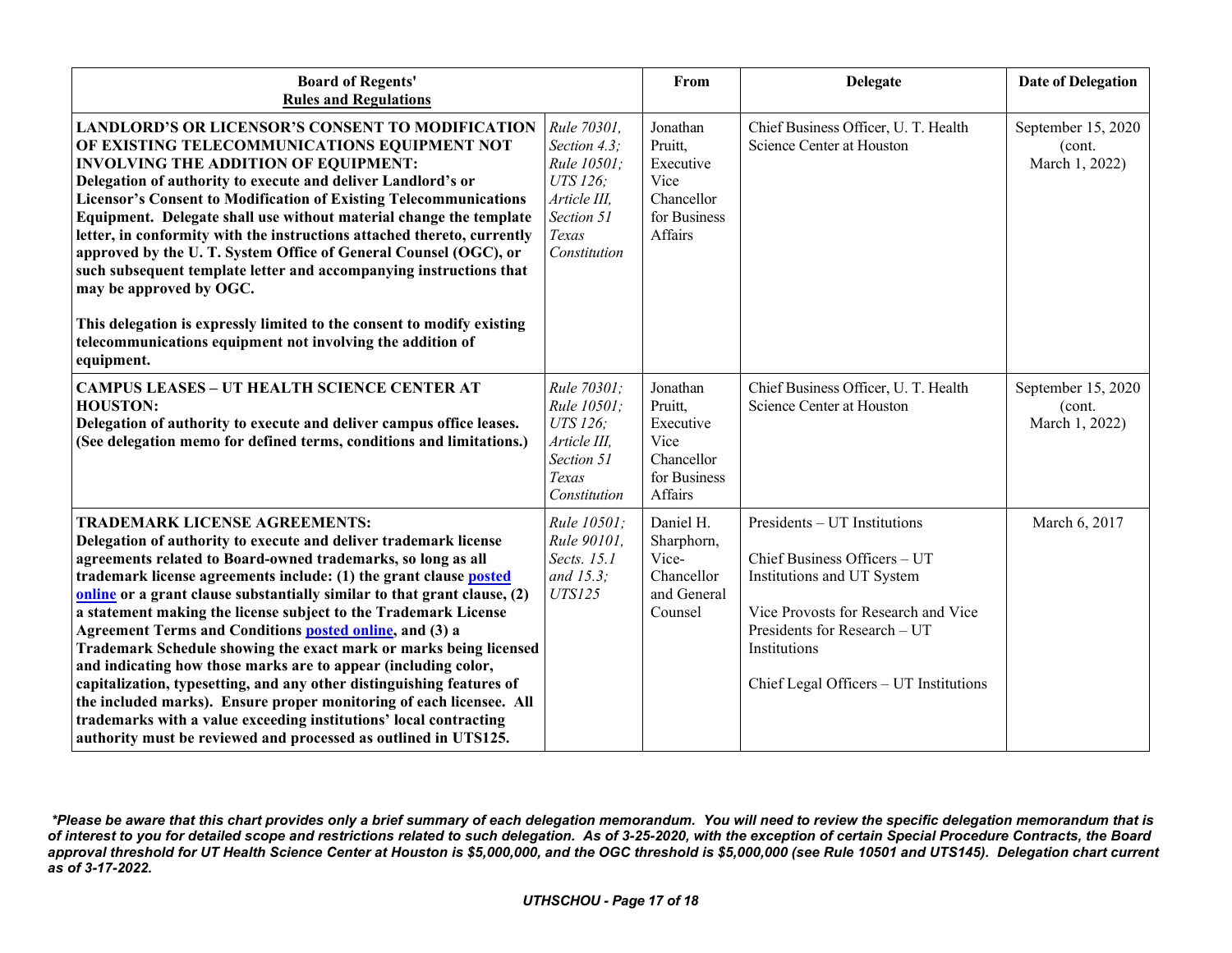| Board of Regents' Rules and Regulations | | From | Delegate | Date of Delegation |
|---|---|---|---|---|
| **LANDLORD'S OR LICENSOR'S CONSENT TO MODIFICATION OF EXISTING TELECOMMUNICATIONS EQUIPMENT NOT INVOLVING THE ADDITION OF EQUIPMENT:** **Delegation of authority to execute and deliver Landlord's or Licensor's Consent to Modification of Existing Telecommunications Equipment. Delegate shall use without material change the template letter, in conformity with the instructions attached thereto, currently approved by the U. T. System Office of General Counsel (OGC), or such subsequent template letter and accompanying instructions that may be approved by OGC.** <br><br> **This delegation is expressly limited to the consent to modify existing telecommunications equipment not involving the addition of equipment.** | *Rule 70301, Section 4.3; Rule 10501; UTS 126; Article III, Section 51 Texas Constitution* | Jonathan Pruitt, Executive Vice Chancellor for Business Affairs | Chief Business Officer, U. T. Health Science Center at Houston | September 15, 2020 (cont. March 1, 2022) |
| **CAMPUS LEASES – UT HEALTH SCIENCE CENTER AT HOUSTON:** **Delegation of authority to execute and deliver campus office leases. (See delegation memo for defined terms, conditions and limitations.)** | *Rule 70301; Rule 10501; UTS 126; Article III, Section 51 Texas Constitution* | Jonathan Pruitt, Executive Vice Chancellor for Business Affairs | Chief Business Officer, U. T. Health Science Center at Houston | September 15, 2020 (cont. March 1, 2022) |
| **TRADEMARK LICENSE AGREEMENTS:** **Delegation of authority to execute and deliver trademark license agreements related to Board-owned trademarks, so long as all trademark license agreements include: (1) the grant clause posted online or a grant clause substantially similar to that grant clause, (2) a statement making the license subject to the Trademark License Agreement Terms and Conditions posted online, and (3) a Trademark Schedule showing the exact mark or marks being licensed and indicating how those marks are to appear (including color, capitalization, typesetting, and any other distinguishing features of the included marks). Ensure proper monitoring of each licensee. All trademarks with a value exceeding institutions' local contracting authority must be reviewed and processed as outlined in UTS125.** | *Rule 10501; Rule 90101, Sects. 15.1 and 15.3; UTS125* | Daniel H. Sharphorn, Vice-Chancellor and General Counsel | Presidents – UT Institutions <br><br> Chief Business Officers – UT Institutions and UT System <br><br> Vice Provosts for Research and Vice Presidents for Research – UT Institutions <br><br> Chief Legal Officers – UT Institutions | March 6, 2017 |

***Please be aware that this chart provides only a brief summary of each delegation memorandum. You will need to review the specific delegation memorandum that is of interest to you for detailed scope and restrictions related to such delegation. As of 3-25-2020, with the exception of certain Special Procedure Contracts, the Board approval threshold for UT Health Science Center at Houston is $5,000,000, and the OGC threshold is $5,000,000 (see Rule 10501 and UTS145). Delegation chart current as of 3-17-2022.***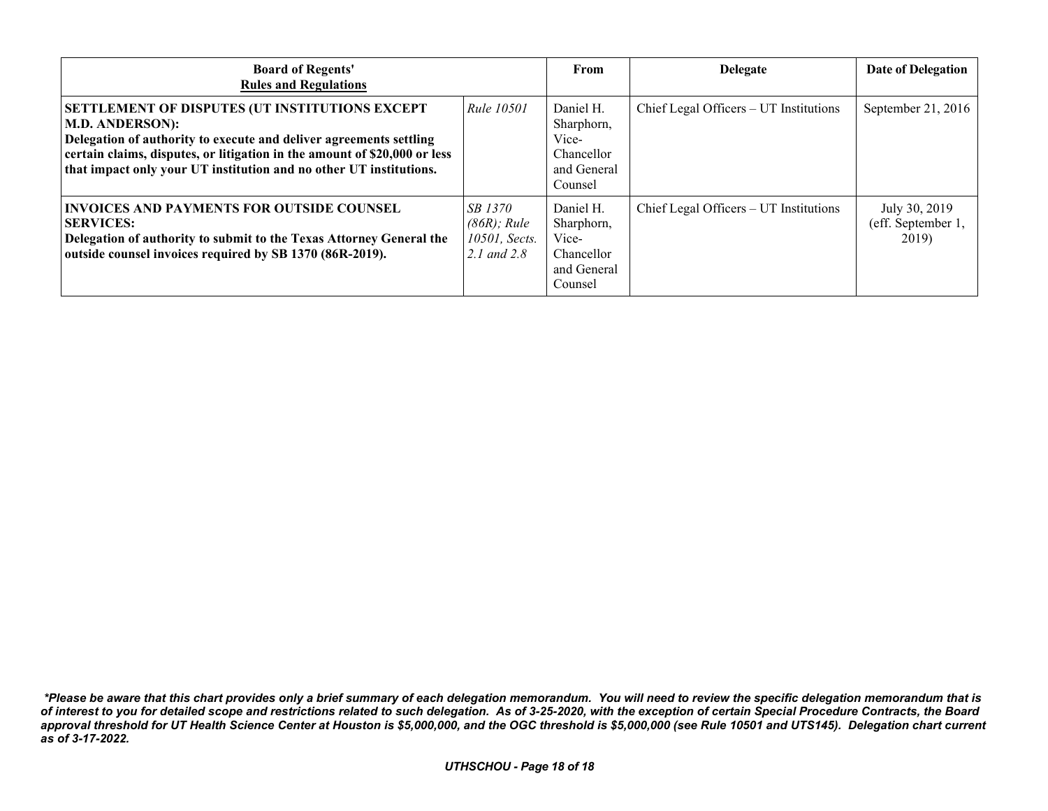| **Board of Regents' Rules and Regulations** | | **From** | **Delegate** | **Date of Delegation** |
|---|---|---|---|---|
| **SETTLEMENT OF DISPUTES (UT INSTITUTIONS EXCEPT M.D. ANDERSON): Delegation of authority to execute and deliver agreements settling certain claims, disputes, or litigation in the amount of $20,000 or less that impact only your UT institution and no other UT institutions.** | *Rule 10501* | Daniel H. Sharphorn, Vice-Chancellor and General Counsel | Chief Legal Officers – UT Institutions | September 21, 2016 |
| **INVOICES AND PAYMENTS FOR OUTSIDE COUNSEL SERVICES: Delegation of authority to submit to the Texas Attorney General the outside counsel invoices required by SB 1370 (86R-2019).** | *SB 1370 (86R); Rule 10501, Sects. 2.1 and 2.8* | Daniel H. Sharphorn, Vice-Chancellor and General Counsel | Chief Legal Officers – UT Institutions | July 30, 2019 (eff. September 1, 2019) |

***Please be aware that this chart provides only a brief summary of each delegation memorandum. You will need to review the specific delegation memorandum that is of interest to you for detailed scope and restrictions related to such delegation. As of 3-25-2020, with the exception of certain Special Procedure Contracts, the Board approval threshold for UT Health Science Center at Houston is $5,000,000, and the OGC threshold is $5,000,000 (see Rule 10501 and UTS145). Delegation chart current as of 3-17-2022.***